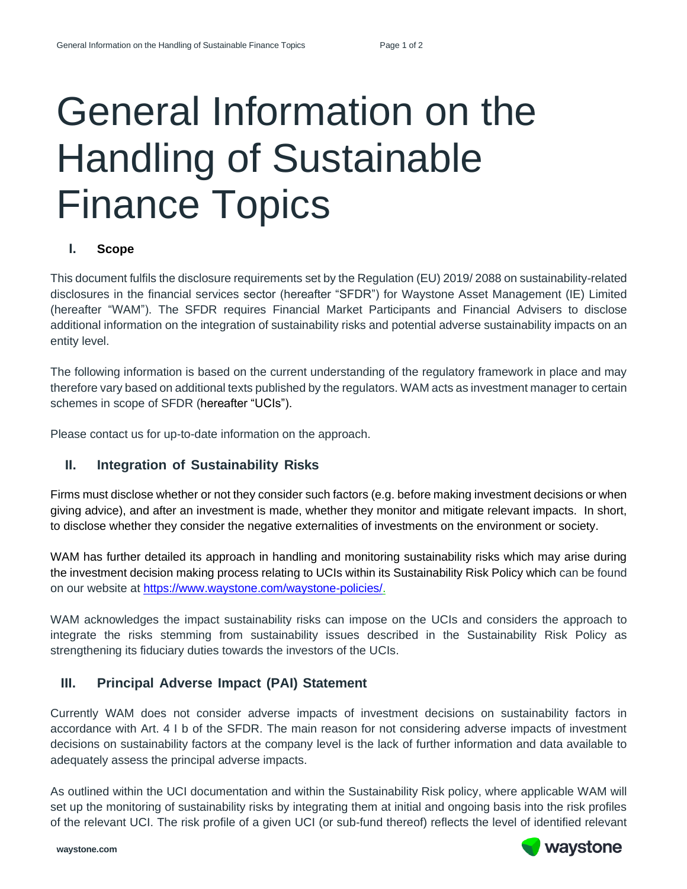# General Information on the Handling of Sustainable Finance Topics

## I. Scope

This document fulfils the disclosure requirements set by the Regulation (EU) 2019/ 2088 on sustainability-related disclosures in the financial services sector (hereafter "SFDR") for Waystone Asset Management (IE) Limited (hereafter "WAM"). The SFDR requires Financial Market Participants and Financial Advisers to disclose additional information on the integration of sustainability risks and potential adverse sustainability impacts on an entity level.

The following information is based on the current understanding of the regulatory framework in place and may therefore vary based on additional texts published by the regulators. WAM acts as investment manager to certain schemes in scope of SFDR (hereafter "UCIs").

Please contact us for up-to-date information on the approach.

## II. Integration of Sustainability Risks

Firms must disclose whether or not they consider such factors (e.g. before making investment decisions or when giving advice), and after an investment is made, whether they monitor and mitigate relevant impacts. In short, to disclose whether they consider the negative externalities of investments on the environment or society.

WAM has further detailed its approach in handling and monitoring sustainability risks which may arise during the investment decision making process relating to UCIs within its Sustainability Risk Policy which can be found on our website at https://www.waystone.com/waystone-policies/.

WAM acknowledges the impact sustainability risks can impose on the UCIs and considers the approach to integrate the risks stemming from sustainability issues described in the Sustainability Risk Policy as strengthening its fiduciary duties towards the investors of the UCIs.

## III. Principal Adverse Impact (PAI) Statement

Currently WAM does not consider adverse impacts of investment decisions on sustainability factors in accordance with Art. 4 I b of the SFDR. The main reason for not considering adverse impacts of investment decisions on sustainability factors at the company level is the lack of further information and data available to adequately assess the principal adverse impacts.

As outlined within the UCI documentation and within the Sustainability Risk policy, where applicable WAM will set up the monitoring of sustainability risks by integrating them at initial and ongoing basis into the risk profiles of the relevant UCI. The risk profile of a given UCI (or sub-fund thereof) reflects the level of identified relevant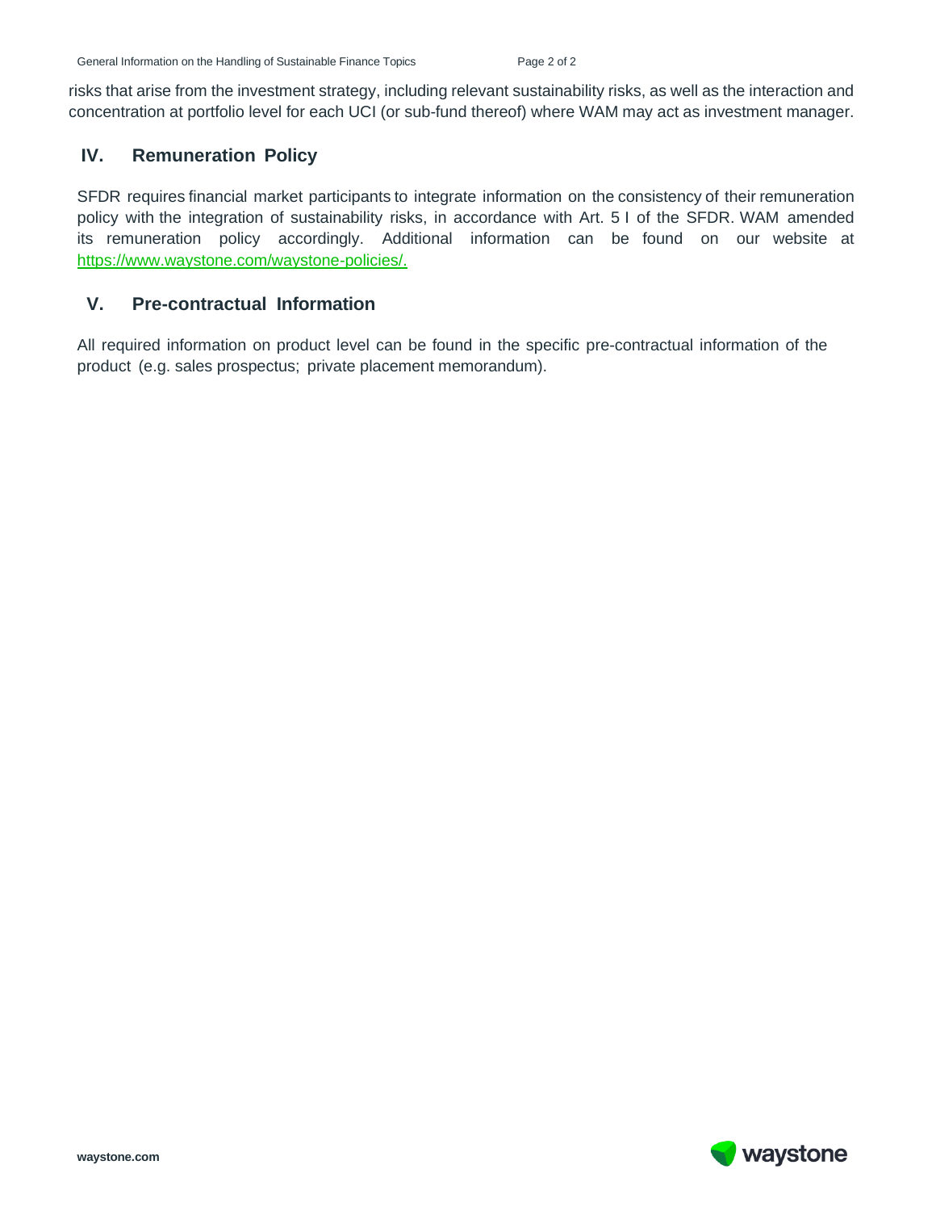risks that arise from the investment strategy, including relevant sustainability risks, as well as the interaction and concentration at portfolio level for each UCI (or sub-fund thereof) where WAM may act as investment manager.

## IV. Remuneration Policy

SFDR requires financial market participants to integrate information on the consistency of their remuneration policy with the integration of sustainability risks, in accordance with Art. 5 I of the SFDR. WAM amended its remuneration policy accordingly. Additional information can be found on our website at https://www.waystone.com/waystone-policies/.

## V. Pre-contractual Information

All required information on product level can be found in the specific pre-contractual information of the product (e.g. sales prospectus; private placement memorandum).